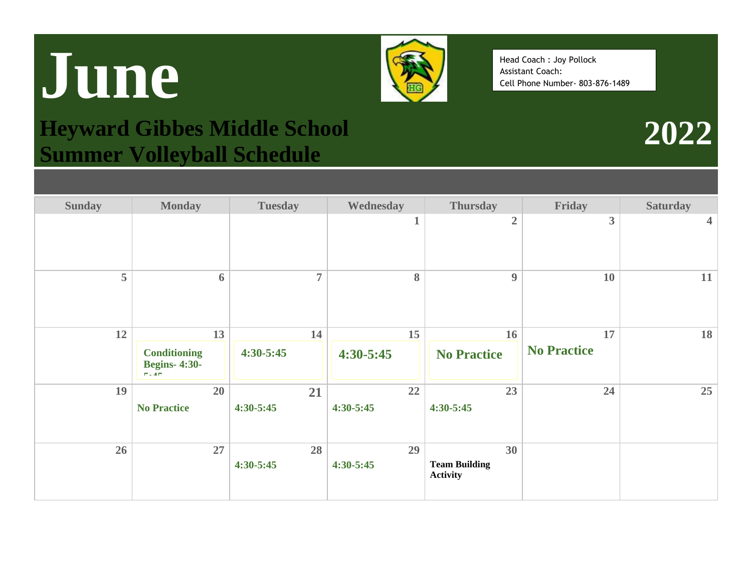# June

## Heyward Gibbes Middle School Summer Volleyball Schedule

# 2022

Head Coach : Joy Pollock
Assistant Coach:
Cell Phone Number- 803-876-1489

| Sunday | Monday | Tuesday | Wednesday | Thursday | Friday | Saturday |
|---|---|---|---|---|---|---|
| | | | 1 | 2 | 3 | 4 |
| 5 | 6 | 7 | 8 | 9 | 10 | 11 |
| 12 | 13 **Conditioning Begins- 4:30-5:45** | 14 **4:30-5:45** | 15 **4:30-5:45** | 16 **No Practice** | 17 **No Practice** | 18 |
| 19 | 20 **No Practice** | 21 **4:30-5:45** | 22 **4:30-5:45** | 23 **4:30-5:45** | 24 | 25 |
| 26 | 27 | 28 **4:30-5:45** | 29 **4:30-5:45** | 30 **Team Building Activity** | | |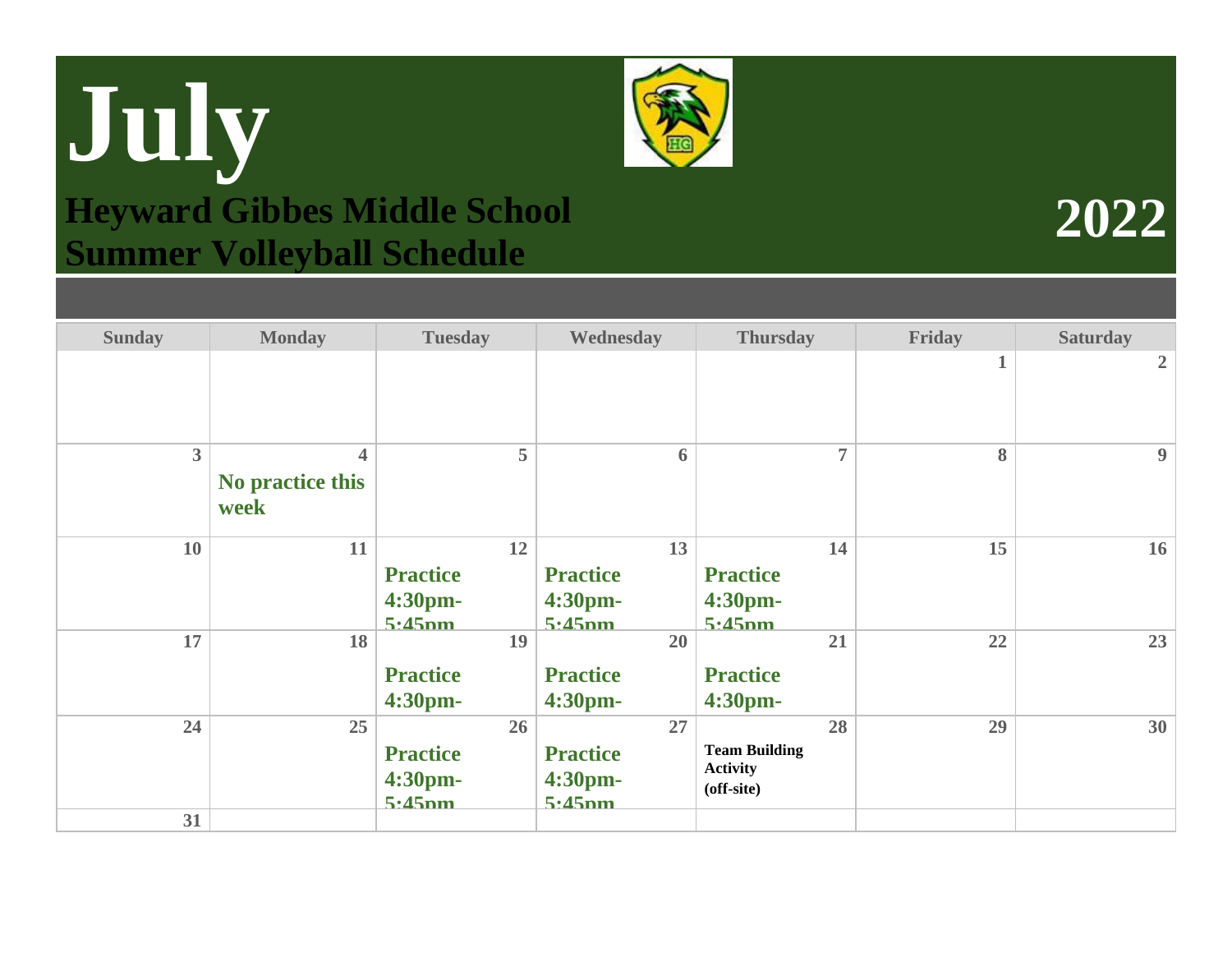# July

## Heyward Gibbes Middle School
## Summer Volleyball Schedule

## 2022

| Sunday | Monday | Tuesday | Wednesday | Thursday | Friday | Saturday |
|---|---|---|---|---|---|---|
| | | | | | 1 | 2 |
| 3 | 4 **No practice this week** | 5 | 6 | 7 | 8 | 9 |
| 10 | 11 | 12 **Practice 4:30pm-5:45pm** | 13 **Practice 4:30pm-5:45pm** | 14 **Practice 4:30pm-5:45pm** | 15 | 16 |
| 17 | 18 | 19 **Practice 4:30pm-** | 20 **Practice 4:30pm-** | 21 **Practice 4:30pm-** | 22 | 23 |
| 24 | 25 | 26 **Practice 4:30pm-5:45pm** | 27 **Practice 4:30pm-5:45pm** | 28 **Team Building Activity (off-site)** | 29 | 30 |
| 31 | | | | | | |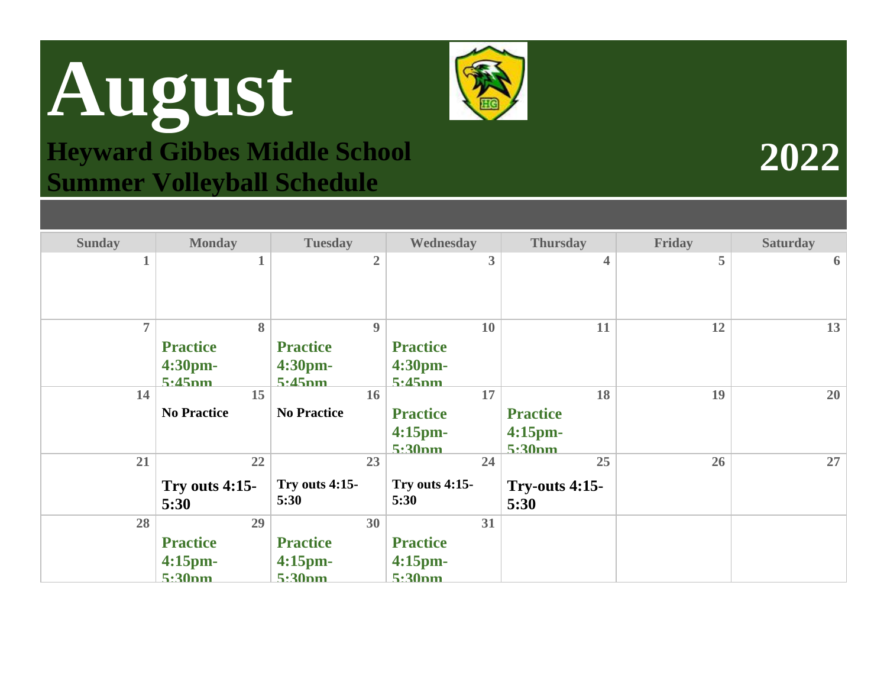# August

## Heyward Gibbes Middle School
## Summer Volleyball Schedule

# 2022

| Sunday | Monday | Tuesday | Wednesday | Thursday | Friday | Saturday |
|---|---|---|---|---|---|---|
| 1 | 1 | 2 | 3 | 4 | 5 | 6 |
| 7 | 8 **Practice 4:30pm-5:45pm** | 9 **Practice 4:30pm-5:45pm** | 10 **Practice 4:30pm-5:45pm** | 11 | 12 | 13 |
| 14 | 15 **No Practice** | 16 **No Practice** | 17 **Practice 4:15pm-5:30pm** | 18 **Practice 4:15pm-5:30pm** | 19 | 20 |
| 21 | 22 **Try outs 4:15-5:30** | 23 **Try outs 4:15-5:30** | 24 **Try outs 4:15-5:30** | 25 **Try-outs 4:15-5:30** | 26 | 27 |
| 28 | 29 **Practice 4:15pm-5:30pm** | 30 **Practice 4:15pm-5:30pm** | 31 **Practice 4:15pm-5:30pm** | | | |